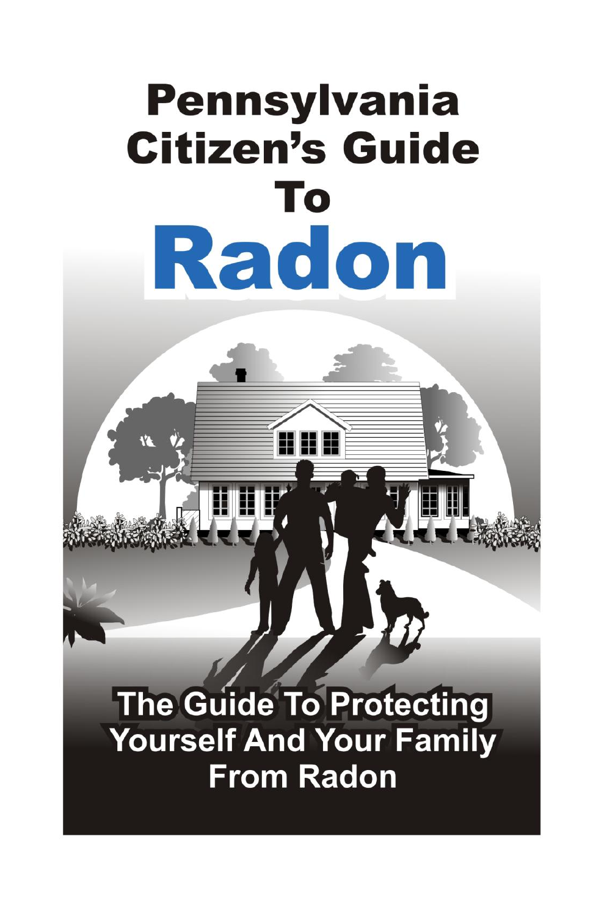# Pennsylvania Citizen's Guide To Radon

## The Guide To Protecting Yourself And Your Family From Radon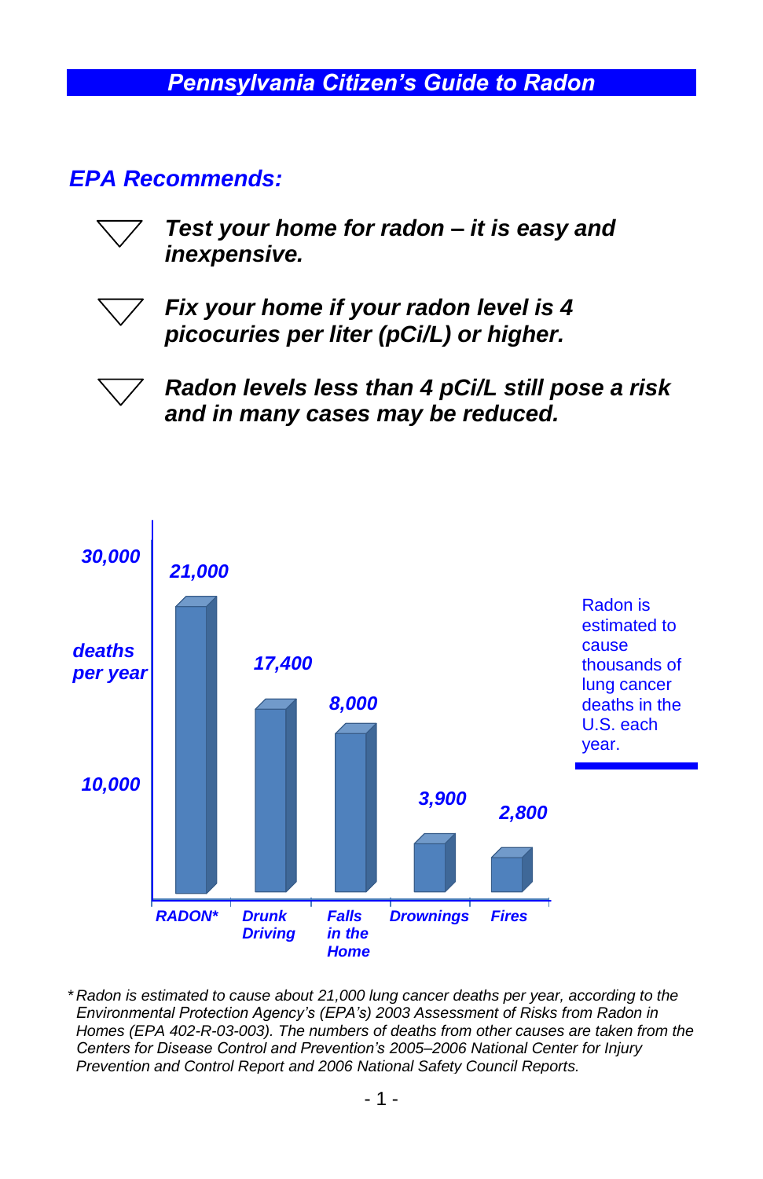## EPA Recommends:

- ***Test your home for radon – it is easy and inexpensive.***
- ***Fix your home if your radon level is 4 picocuries per liter (pCi/L) or higher.***
- ***Radon levels less than 4 pCi/L still pose a risk and in many cases may be reduced.***

| Cause | Deaths per year |
|---|---|
| RADON* | 21,000 |
| Drunk Driving | 17,400 |
| Falls in the Home | 8,000 |
| Drownings | 3,900 |
| Fires | 2,800 |

Radon is estimated to cause thousands of lung cancer deaths in the U.S. each year.

*\* Radon is estimated to cause about 21,000 lung cancer deaths per year, according to the Environmental Protection Agency's (EPA's) 2003 Assessment of Risks from Radon in Homes (EPA 402-R-03-003). The numbers of deaths from other causes are taken from the Centers for Disease Control and Prevention's 2005–2006 National Center for Injury Prevention and Control Report and 2006 National Safety Council Reports.*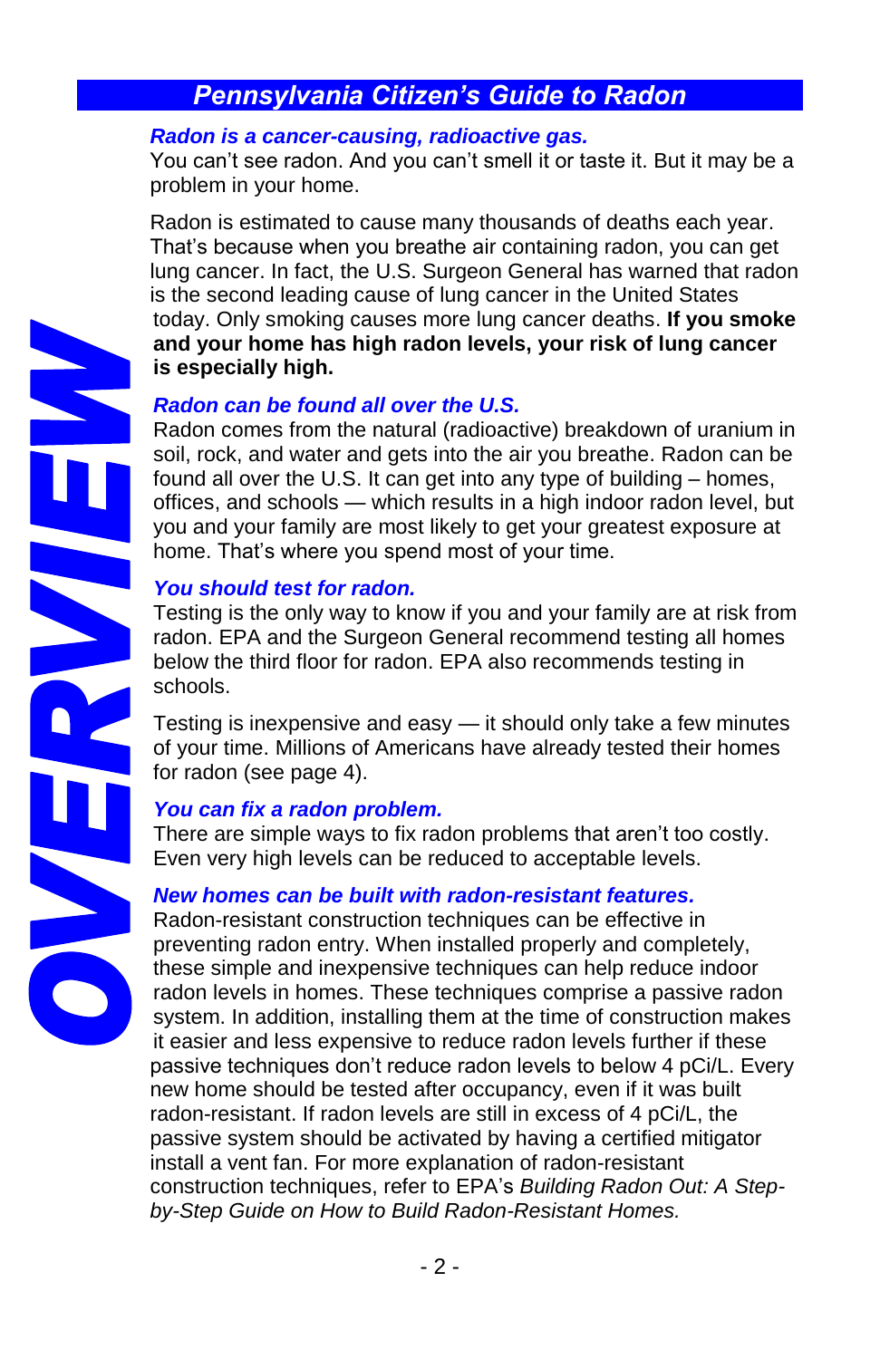# Pennsylvania Citizen's Guide to Radon

## OVERVIEW

### *Radon is a cancer-causing, radioactive gas.*

You can't see radon. And you can't smell it or taste it. But it may be a problem in your home.

Radon is estimated to cause many thousands of deaths each year. That's because when you breathe air containing radon, you can get lung cancer. In fact, the U.S. Surgeon General has warned that radon is the second leading cause of lung cancer in the United States today. Only smoking causes more lung cancer deaths. **If you smoke and your home has high radon levels, your risk of lung cancer is especially high.**

### *Radon can be found all over the U.S.*

Radon comes from the natural (radioactive) breakdown of uranium in soil, rock, and water and gets into the air you breathe. Radon can be found all over the U.S. It can get into any type of building – homes, offices, and schools — which results in a high indoor radon level, but you and your family are most likely to get your greatest exposure at home. That's where you spend most of your time.

### *You should test for radon.*

Testing is the only way to know if you and your family are at risk from radon. EPA and the Surgeon General recommend testing all homes below the third floor for radon. EPA also recommends testing in schools.

Testing is inexpensive and easy — it should only take a few minutes of your time. Millions of Americans have already tested their homes for radon (see page 4).

### *You can fix a radon problem.*

There are simple ways to fix radon problems that aren't too costly. Even very high levels can be reduced to acceptable levels.

### *New homes can be built with radon-resistant features.*

Radon-resistant construction techniques can be effective in preventing radon entry. When installed properly and completely, these simple and inexpensive techniques can help reduce indoor radon levels in homes. These techniques comprise a passive radon system. In addition, installing them at the time of construction makes it easier and less expensive to reduce radon levels further if these passive techniques don't reduce radon levels to below 4 pCi/L. Every new home should be tested after occupancy, even if it was built radon-resistant. If radon levels are still in excess of 4 pCi/L, the passive system should be activated by having a certified mitigator install a vent fan. For more explanation of radon-resistant construction techniques, refer to EPA's *Building Radon Out: A Step-by-Step Guide on How to Build Radon-Resistant Homes.*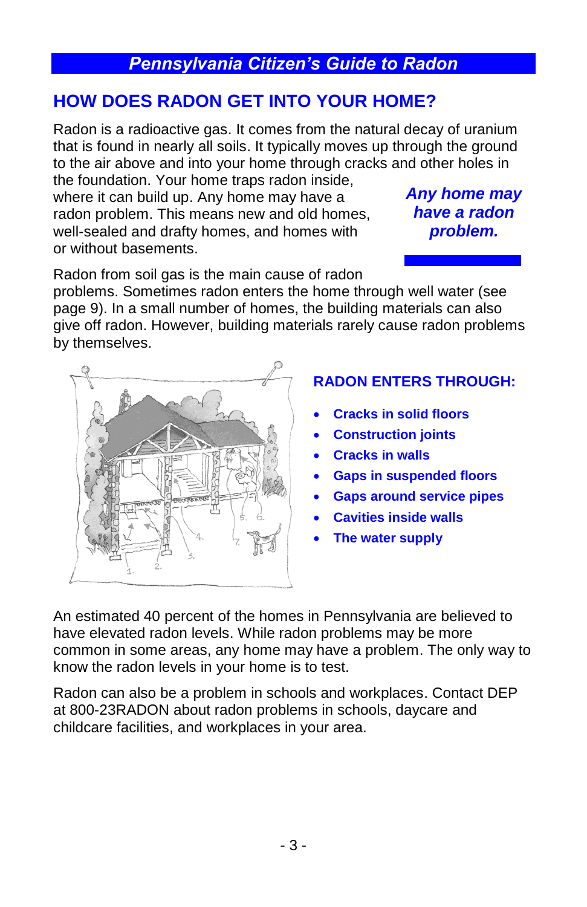## HOW DOES RADON GET INTO YOUR HOME?

Radon is a radioactive gas. It comes from the natural decay of uranium that is found in nearly all soils. It typically moves up through the ground to the air above and into your home through cracks and other holes in the foundation. Your home traps radon inside, where it can build up. Any home may have a radon problem. This means new and old homes, well-sealed and drafty homes, and homes with or without basements.

***Any home may have a radon problem.***

Radon from soil gas is the main cause of radon problems. Sometimes radon enters the home through well water (see page 9). In a small number of homes, the building materials can also give off radon. However, building materials rarely cause radon problems by themselves.

### RADON ENTERS THROUGH:

- **Cracks in solid floors**
- **Construction joints**
- **Cracks in walls**
- **Gaps in suspended floors**
- **Gaps around service pipes**
- **Cavities inside walls**
- **The water supply**

An estimated 40 percent of the homes in Pennsylvania are believed to have elevated radon levels. While radon problems may be more common in some areas, any home may have a problem. The only way to know the radon levels in your home is to test.

Radon can also be a problem in schools and workplaces. Contact DEP at 800-23RADON about radon problems in schools, daycare and childcare facilities, and workplaces in your area.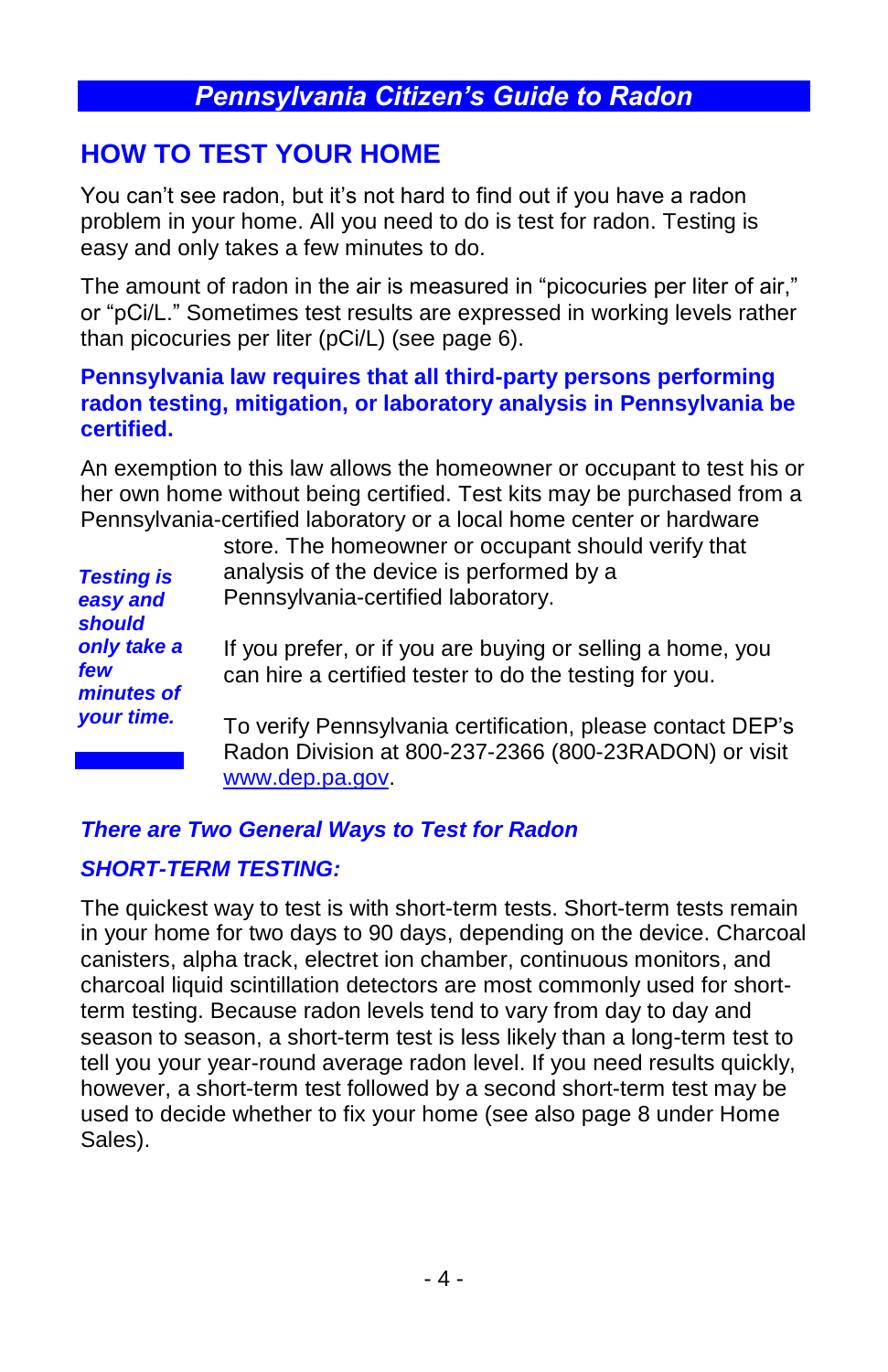## HOW TO TEST YOUR HOME

You can't see radon, but it's not hard to find out if you have a radon problem in your home. All you need to do is test for radon. Testing is easy and only takes a few minutes to do.

The amount of radon in the air is measured in "picocuries per liter of air," or "pCi/L." Sometimes test results are expressed in working levels rather than picocuries per liter (pCi/L) (see page 6).

**Pennsylvania law requires that all third-party persons performing radon testing, mitigation, or laboratory analysis in Pennsylvania be certified.**

An exemption to this law allows the homeowner or occupant to test his or her own home without being certified. Test kits may be purchased from a Pennsylvania-certified laboratory or a local home center or hardware store. The homeowner or occupant should verify that analysis of the device is performed by a Pennsylvania-certified laboratory.

***Testing is easy and should only take a few minutes of your time.***

If you prefer, or if you are buying or selling a home, you can hire a certified tester to do the testing for you.

To verify Pennsylvania certification, please contact DEP's Radon Division at 800-237-2366 (800-23RADON) or visit www.dep.pa.gov.

### *There are Two General Ways to Test for Radon*

### *SHORT-TERM TESTING:*

The quickest way to test is with short-term tests. Short-term tests remain in your home for two days to 90 days, depending on the device. Charcoal canisters, alpha track, electret ion chamber, continuous monitors, and charcoal liquid scintillation detectors are most commonly used for short-term testing. Because radon levels tend to vary from day to day and season to season, a short-term test is less likely than a long-term test to tell you your year-round average radon level. If you need results quickly, however, a short-term test followed by a second short-term test may be used to decide whether to fix your home (see also page 8 under Home Sales).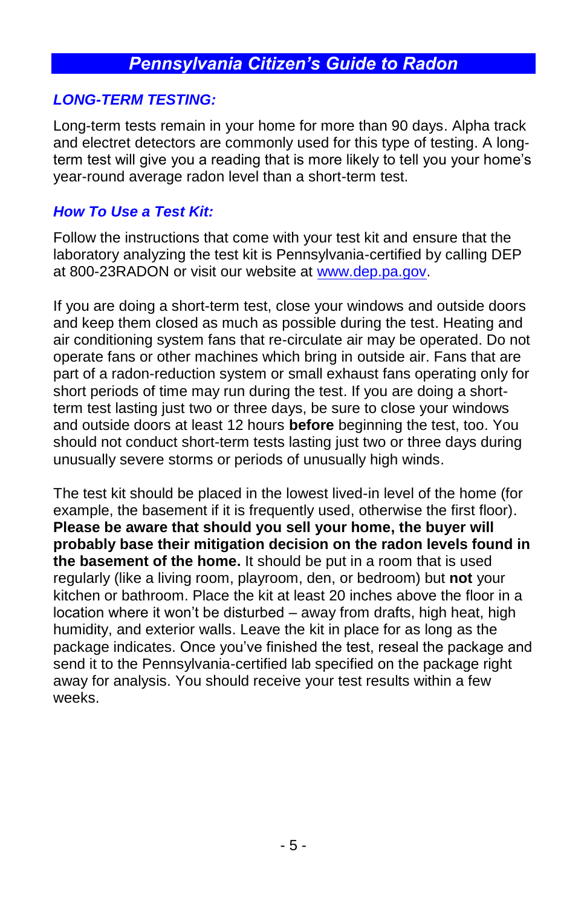## *LONG-TERM TESTING:*

Long-term tests remain in your home for more than 90 days. Alpha track and electret detectors are commonly used for this type of testing. A long-term test will give you a reading that is more likely to tell you your home's year-round average radon level than a short-term test.

## *How To Use a Test Kit:*

Follow the instructions that come with your test kit and ensure that the laboratory analyzing the test kit is Pennsylvania-certified by calling DEP at 800-23RADON or visit our website at [www.dep.pa.gov](http://www.dep.pa.gov).

If you are doing a short-term test, close your windows and outside doors and keep them closed as much as possible during the test. Heating and air conditioning system fans that re-circulate air may be operated. Do not operate fans or other machines which bring in outside air. Fans that are part of a radon-reduction system or small exhaust fans operating only for short periods of time may run during the test. If you are doing a short-term test lasting just two or three days, be sure to close your windows and outside doors at least 12 hours **before** beginning the test, too. You should not conduct short-term tests lasting just two or three days during unusually severe storms or periods of unusually high winds.

The test kit should be placed in the lowest lived-in level of the home (for example, the basement if it is frequently used, otherwise the first floor). **Please be aware that should you sell your home, the buyer will probably base their mitigation decision on the radon levels found in the basement of the home.** It should be put in a room that is used regularly (like a living room, playroom, den, or bedroom) but **not** your kitchen or bathroom. Place the kit at least 20 inches above the floor in a location where it won't be disturbed – away from drafts, high heat, high humidity, and exterior walls. Leave the kit in place for as long as the package indicates. Once you've finished the test, reseal the package and send it to the Pennsylvania-certified lab specified on the package right away for analysis. You should receive your test results within a few weeks.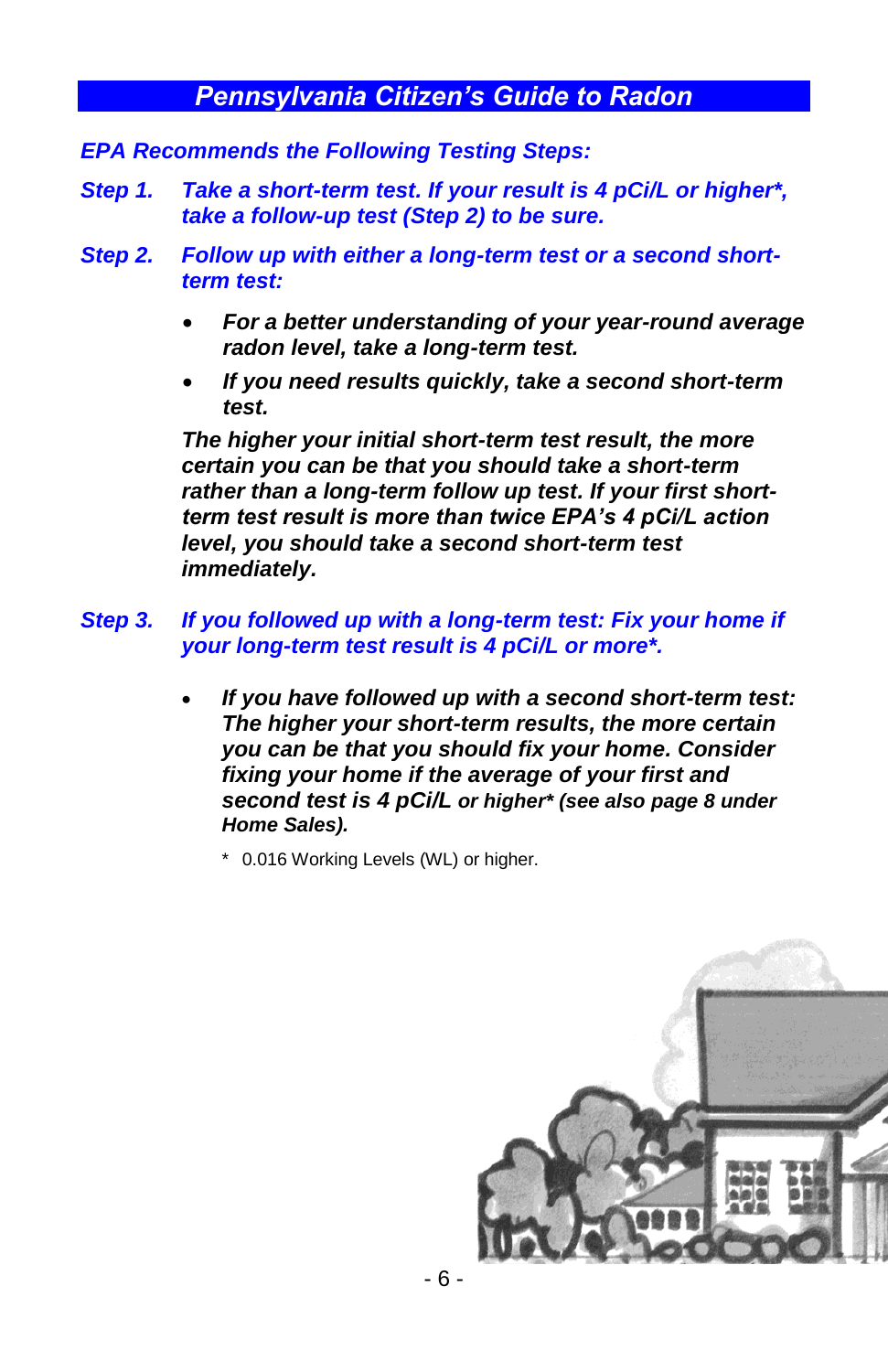## *Pennsylvania Citizen's Guide to Radon*

***EPA Recommends the Following Testing Steps:***

***Step 1.*** ***Take a short-term test. If your result is 4 pCi/L or higher*, take a follow-up test (Step 2) to be sure.***

***Step 2.*** ***Follow up with either a long-term test or a second short-term test:***

- ***For a better understanding of your year-round average radon level, take a long-term test.***
- ***If you need results quickly, take a second short-term test.***

***The higher your initial short-term test result, the more certain you can be that you should take a short-term rather than a long-term follow up test. If your first short-term test result is more than twice EPA's 4 pCi/L action level, you should take a second short-term test immediately.***

***Step 3.*** ***If you followed up with a long-term test: Fix your home if your long-term test result is 4 pCi/L or more*.***

- ***If you have followed up with a second short-term test: The higher your short-term results, the more certain you can be that you should fix your home. Consider fixing your home if the average of your first and second test is 4 pCi/L or higher* (see also page 8 under Home Sales).***

\* 0.016 Working Levels (WL) or higher.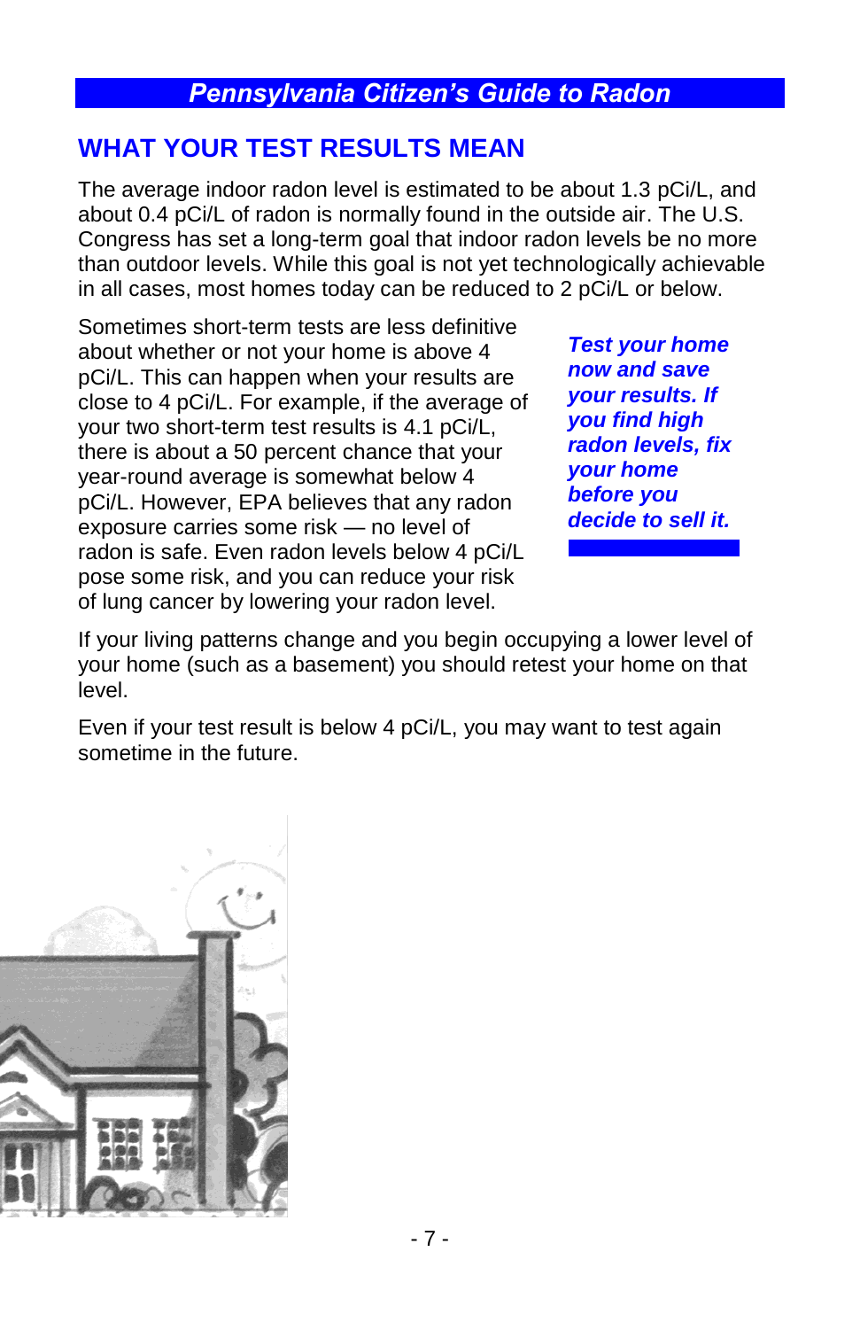## WHAT YOUR TEST RESULTS MEAN

The average indoor radon level is estimated to be about 1.3 pCi/L, and about 0.4 pCi/L of radon is normally found in the outside air. The U.S. Congress has set a long-term goal that indoor radon levels be no more than outdoor levels. While this goal is not yet technologically achievable in all cases, most homes today can be reduced to 2 pCi/L or below.

Sometimes short-term tests are less definitive about whether or not your home is above 4 pCi/L. This can happen when your results are close to 4 pCi/L. For example, if the average of your two short-term test results is 4.1 pCi/L, there is about a 50 percent chance that your year-round average is somewhat below 4 pCi/L. However, EPA believes that any radon exposure carries some risk — no level of radon is safe. Even radon levels below 4 pCi/L pose some risk, and you can reduce your risk of lung cancer by lowering your radon level.

***Test your home now and save your results. If you find high radon levels, fix your home before you decide to sell it.***

If your living patterns change and you begin occupying a lower level of your home (such as a basement) you should retest your home on that level.

Even if your test result is below 4 pCi/L, you may want to test again sometime in the future.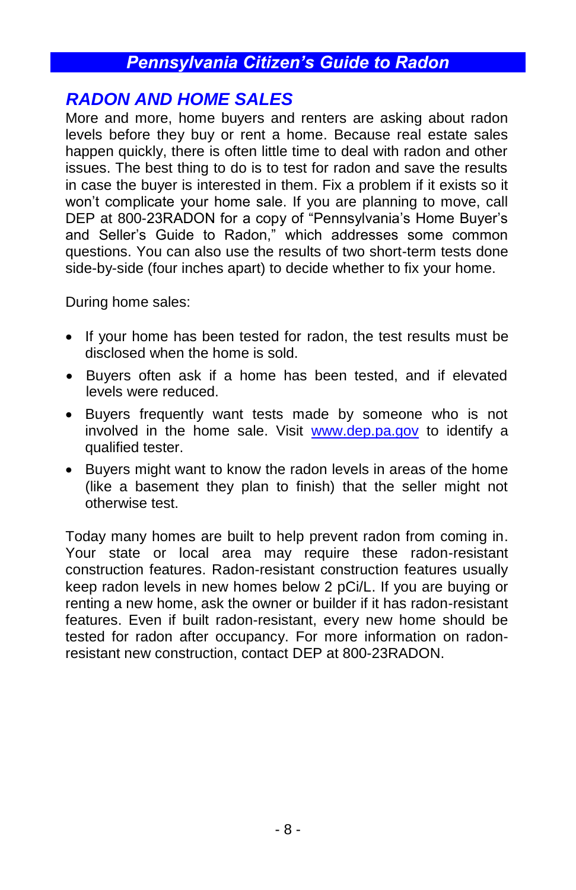## RADON AND HOME SALES

More and more, home buyers and renters are asking about radon levels before they buy or rent a home. Because real estate sales happen quickly, there is often little time to deal with radon and other issues. The best thing to do is to test for radon and save the results in case the buyer is interested in them. Fix a problem if it exists so it won't complicate your home sale. If you are planning to move, call DEP at 800-23RADON for a copy of "Pennsylvania's Home Buyer's and Seller's Guide to Radon," which addresses some common questions. You can also use the results of two short-term tests done side-by-side (four inches apart) to decide whether to fix your home.

During home sales:

- If your home has been tested for radon, the test results must be disclosed when the home is sold.
- Buyers often ask if a home has been tested, and if elevated levels were reduced.
- Buyers frequently want tests made by someone who is not involved in the home sale. Visit [www.dep.pa.gov](http://www.dep.pa.gov) to identify a qualified tester.
- Buyers might want to know the radon levels in areas of the home (like a basement they plan to finish) that the seller might not otherwise test.

Today many homes are built to help prevent radon from coming in. Your state or local area may require these radon-resistant construction features. Radon-resistant construction features usually keep radon levels in new homes below 2 pCi/L. If you are buying or renting a new home, ask the owner or builder if it has radon-resistant features. Even if built radon-resistant, every new home should be tested for radon after occupancy. For more information on radon-resistant new construction, contact DEP at 800-23RADON.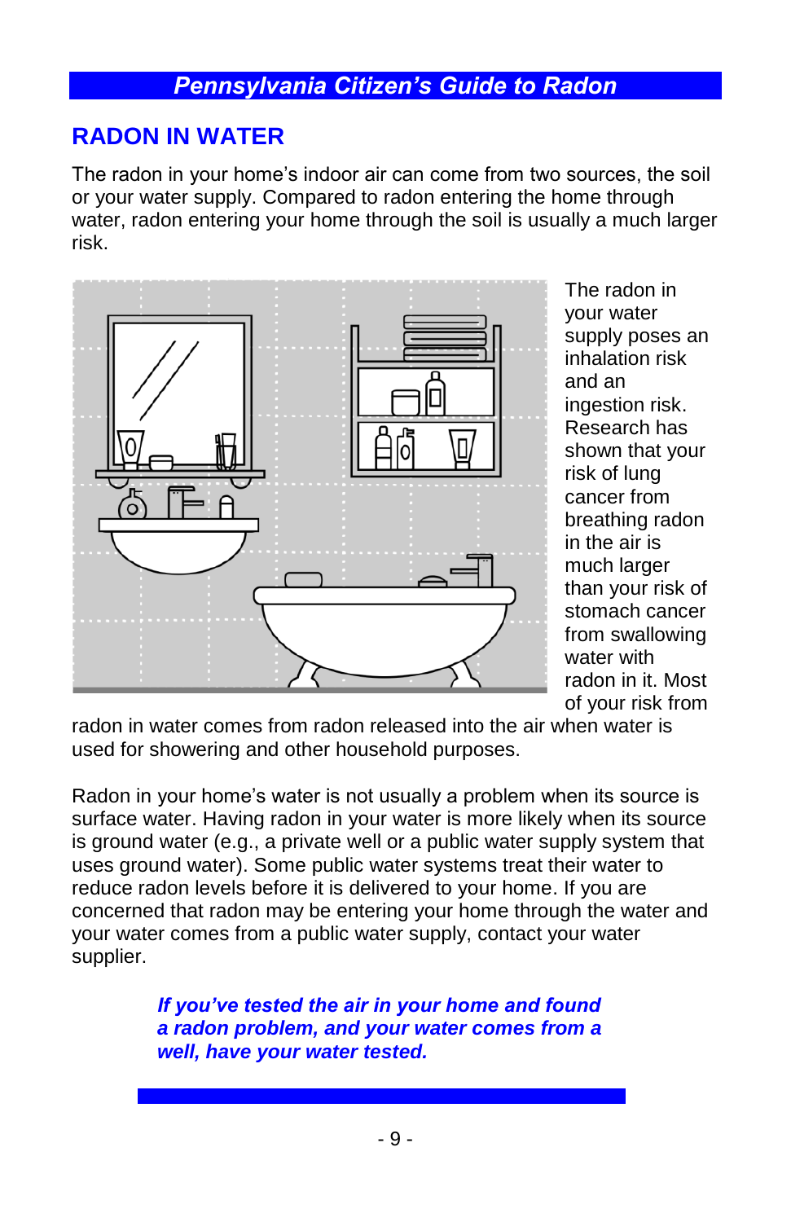## RADON IN WATER

The radon in your home's indoor air can come from two sources, the soil or your water supply. Compared to radon entering the home through water, radon entering your home through the soil is usually a much larger risk.

The radon in your water supply poses an inhalation risk and an ingestion risk. Research has shown that your risk of lung cancer from breathing radon in the air is much larger than your risk of stomach cancer from swallowing water with radon in it. Most of your risk from radon in water comes from radon released into the air when water is used for showering and other household purposes.

Radon in your home's water is not usually a problem when its source is surface water. Having radon in your water is more likely when its source is ground water (e.g., a private well or a public water supply system that uses ground water). Some public water systems treat their water to reduce radon levels before it is delivered to your home. If you are concerned that radon may be entering your home through the water and your water comes from a public water supply, contact your water supplier.

***If you've tested the air in your home and found a radon problem, and your water comes from a well, have your water tested.***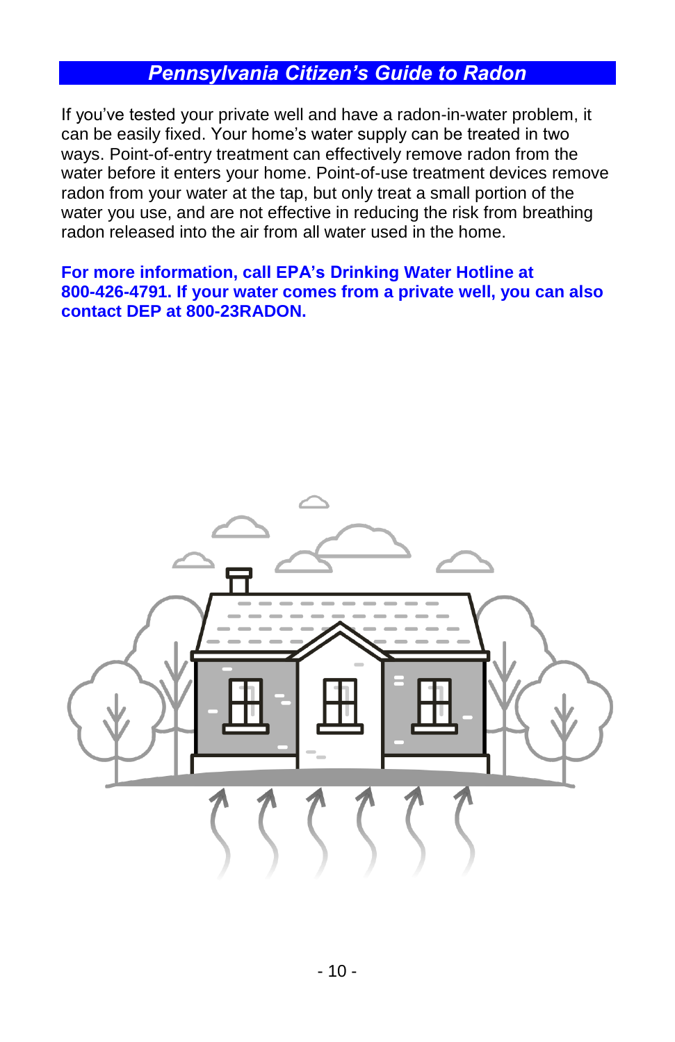If you've tested your private well and have a radon-in-water problem, it can be easily fixed. Your home's water supply can be treated in two ways. Point-of-entry treatment can effectively remove radon from the water before it enters your home. Point-of-use treatment devices remove radon from your water at the tap, but only treat a small portion of the water you use, and are not effective in reducing the risk from breathing radon released into the air from all water used in the home.

**For more information, call EPA's Drinking Water Hotline at 800-426-4791. If your water comes from a private well, you can also contact DEP at 800-23RADON.**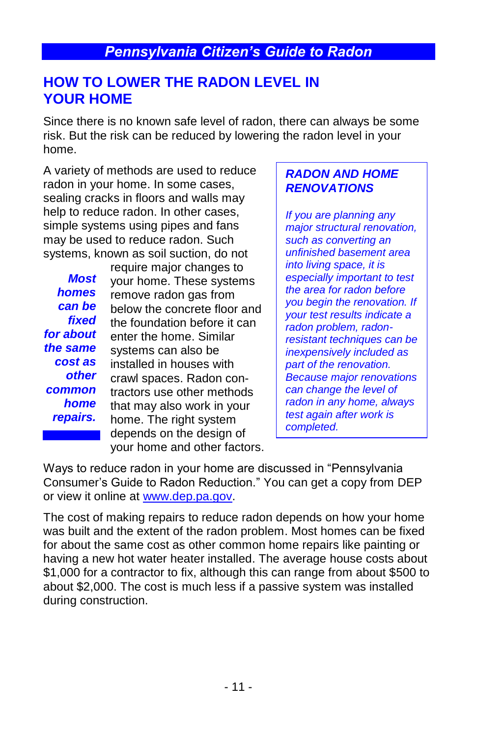## HOW TO LOWER THE RADON LEVEL IN YOUR HOME

Since there is no known safe level of radon, there can always be some risk. But the risk can be reduced by lowering the radon level in your home.

A variety of methods are used to reduce radon in your home. In some cases, sealing cracks in floors and walls may help to reduce radon. In other cases, simple systems using pipes and fans may be used to reduce radon. Such systems, known as soil suction, do not require major changes to your home. These systems remove radon gas from below the concrete floor and the foundation before it can enter the home. Similar systems can also be installed in houses with crawl spaces. Radon contractors use other methods that may also work in your home. The right system depends on the design of your home and other factors.

***Most homes can be fixed for about the same cost as other common home repairs.***

> ***RADON AND HOME RENOVATIONS***
>
> *If you are planning any major structural renovation, such as converting an unfinished basement area into living space, it is especially important to test the area for radon before you begin the renovation. If your test results indicate a radon problem, radon-resistant techniques can be inexpensively included as part of the renovation. Because major renovations can change the level of radon in any home, always test again after work is completed.*

Ways to reduce radon in your home are discussed in "Pennsylvania Consumer's Guide to Radon Reduction." You can get a copy from DEP or view it online at [www.dep.pa.gov](http://www.dep.pa.gov).

The cost of making repairs to reduce radon depends on how your home was built and the extent of the radon problem. Most homes can be fixed for about the same cost as other common home repairs like painting or having a new hot water heater installed. The average house costs about $1,000 for a contractor to fix, although this can range from about $500 to about $2,000. The cost is much less if a passive system was installed during construction.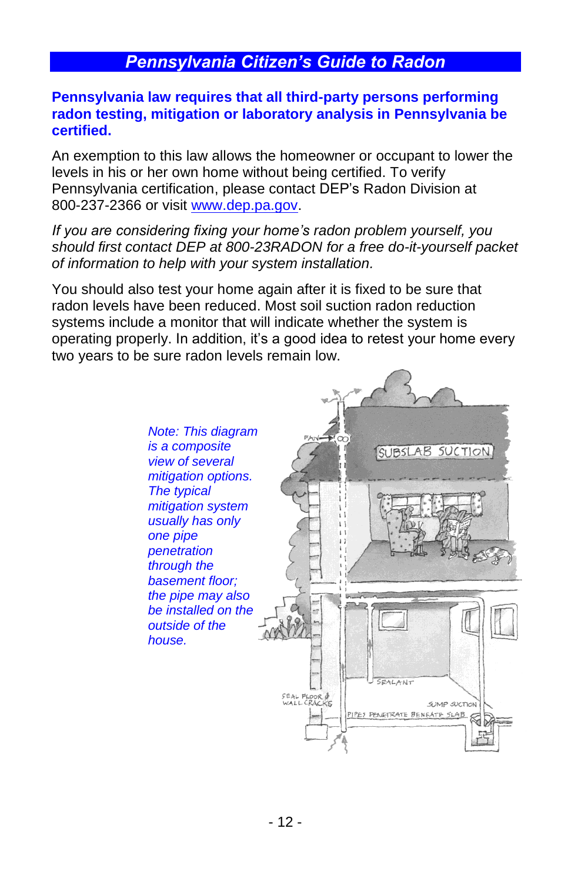## *Pennsylvania Citizen's Guide to Radon*

**Pennsylvania law requires that all third-party persons performing radon testing, mitigation or laboratory analysis in Pennsylvania be certified.**

An exemption to this law allows the homeowner or occupant to lower the levels in his or her own home without being certified. To verify Pennsylvania certification, please contact DEP's Radon Division at 800-237-2366 or visit www.dep.pa.gov.

*If you are considering fixing your home's radon problem yourself, you should first contact DEP at 800-23RADON for a free do-it-yourself packet of information to help with your system installation.*

You should also test your home again after it is fixed to be sure that radon levels have been reduced. Most soil suction radon reduction systems include a monitor that will indicate whether the system is operating properly. In addition, it's a good idea to retest your home every two years to be sure radon levels remain low.

*Note: This diagram is a composite view of several mitigation options. The typical mitigation system usually has only one pipe penetration through the basement floor; the pipe may also be installed on the outside of the house.*

FAN

SUBSLAB SUCTION

SEALANT

SEAL FLOOR & WALL CRACKS

SUMP SUCTION

PIPES PENETRATE BENEATH SLAB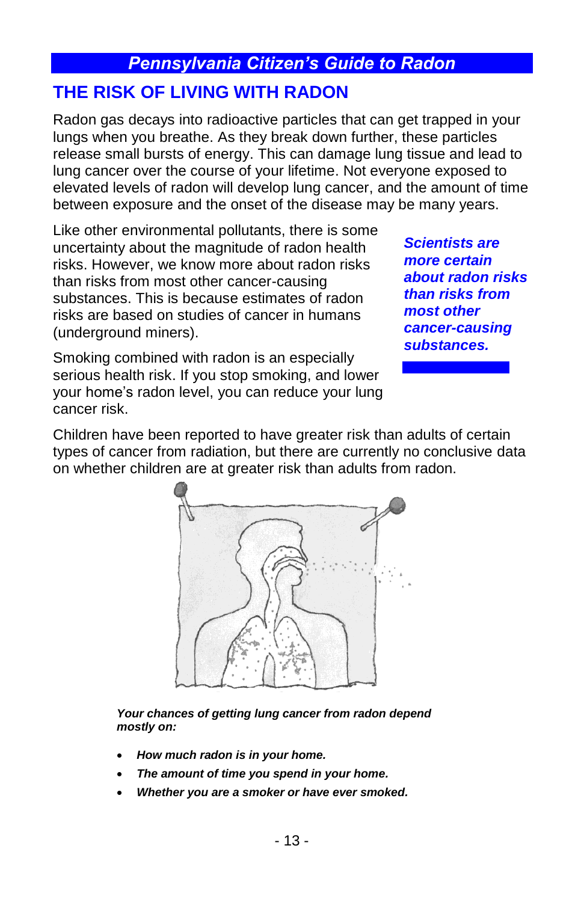## THE RISK OF LIVING WITH RADON

Radon gas decays into radioactive particles that can get trapped in your lungs when you breathe. As they break down further, these particles release small bursts of energy. This can damage lung tissue and lead to lung cancer over the course of your lifetime. Not everyone exposed to elevated levels of radon will develop lung cancer, and the amount of time between exposure and the onset of the disease may be many years.

Like other environmental pollutants, there is some uncertainty about the magnitude of radon health risks. However, we know more about radon risks than risks from most other cancer-causing substances. This is because estimates of radon risks are based on studies of cancer in humans (underground miners).

***Scientists are more certain about radon risks than risks from most other cancer-causing substances.***

Smoking combined with radon is an especially serious health risk. If you stop smoking, and lower your home's radon level, you can reduce your lung cancer risk.

Children have been reported to have greater risk than adults of certain types of cancer from radiation, but there are currently no conclusive data on whether children are at greater risk than adults from radon.

***Your chances of getting lung cancer from radon depend mostly on:***

- ***How much radon is in your home.***
- ***The amount of time you spend in your home.***
- ***Whether you are a smoker or have ever smoked.***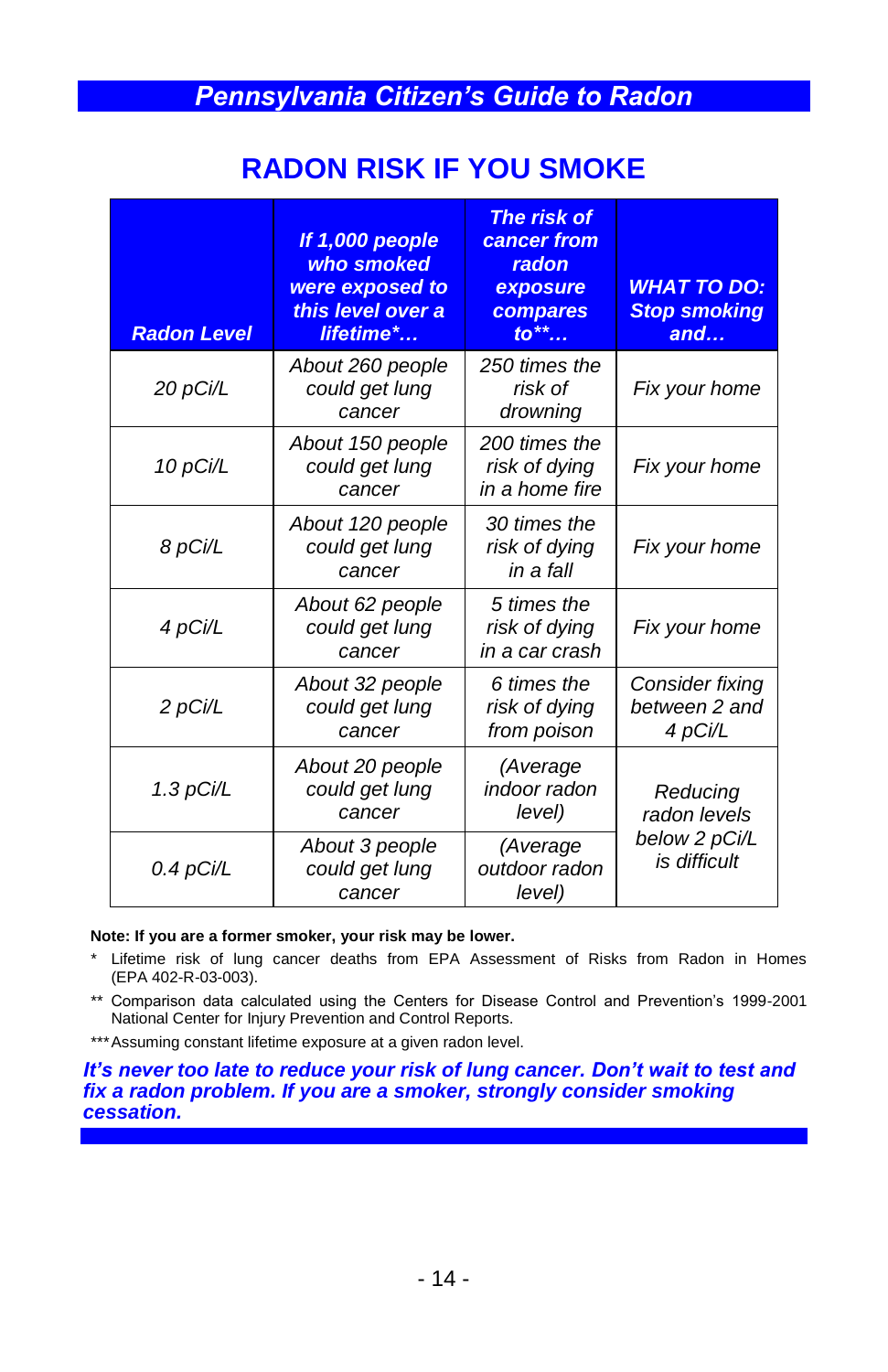## RADON RISK IF YOU SMOKE

| Radon Level | If 1,000 people who smoked were exposed to this level over a lifetime*… | The risk of cancer from radon exposure compares to**… | WHAT TO DO: Stop smoking and… |
|---|---|---|---|
| 20 pCi/L | About 260 people could get lung cancer | 250 times the risk of drowning | Fix your home |
| 10 pCi/L | About 150 people could get lung cancer | 200 times the risk of dying in a home fire | Fix your home |
| 8 pCi/L | About 120 people could get lung cancer | 30 times the risk of dying in a fall | Fix your home |
| 4 pCi/L | About 62 people could get lung cancer | 5 times the risk of dying in a car crash | Fix your home |
| 2 pCi/L | About 32 people could get lung cancer | 6 times the risk of dying from poison | Consider fixing between 2 and 4 pCi/L |
| 1.3 pCi/L | About 20 people could get lung cancer | (Average indoor radon level) | Reducing radon levels below 2 pCi/L is difficult |
| 0.4 pCi/L | About 3 people could get lung cancer | (Average outdoor radon level) | |

**Note: If you are a former smoker, your risk may be lower.**

\* Lifetime risk of lung cancer deaths from EPA Assessment of Risks from Radon in Homes (EPA 402-R-03-003).

** Comparison data calculated using the Centers for Disease Control and Prevention's 1999-2001 National Center for Injury Prevention and Control Reports.

*** Assuming constant lifetime exposure at a given radon level.

***It's never too late to reduce your risk of lung cancer. Don't wait to test and fix a radon problem. If you are a smoker, strongly consider smoking cessation.***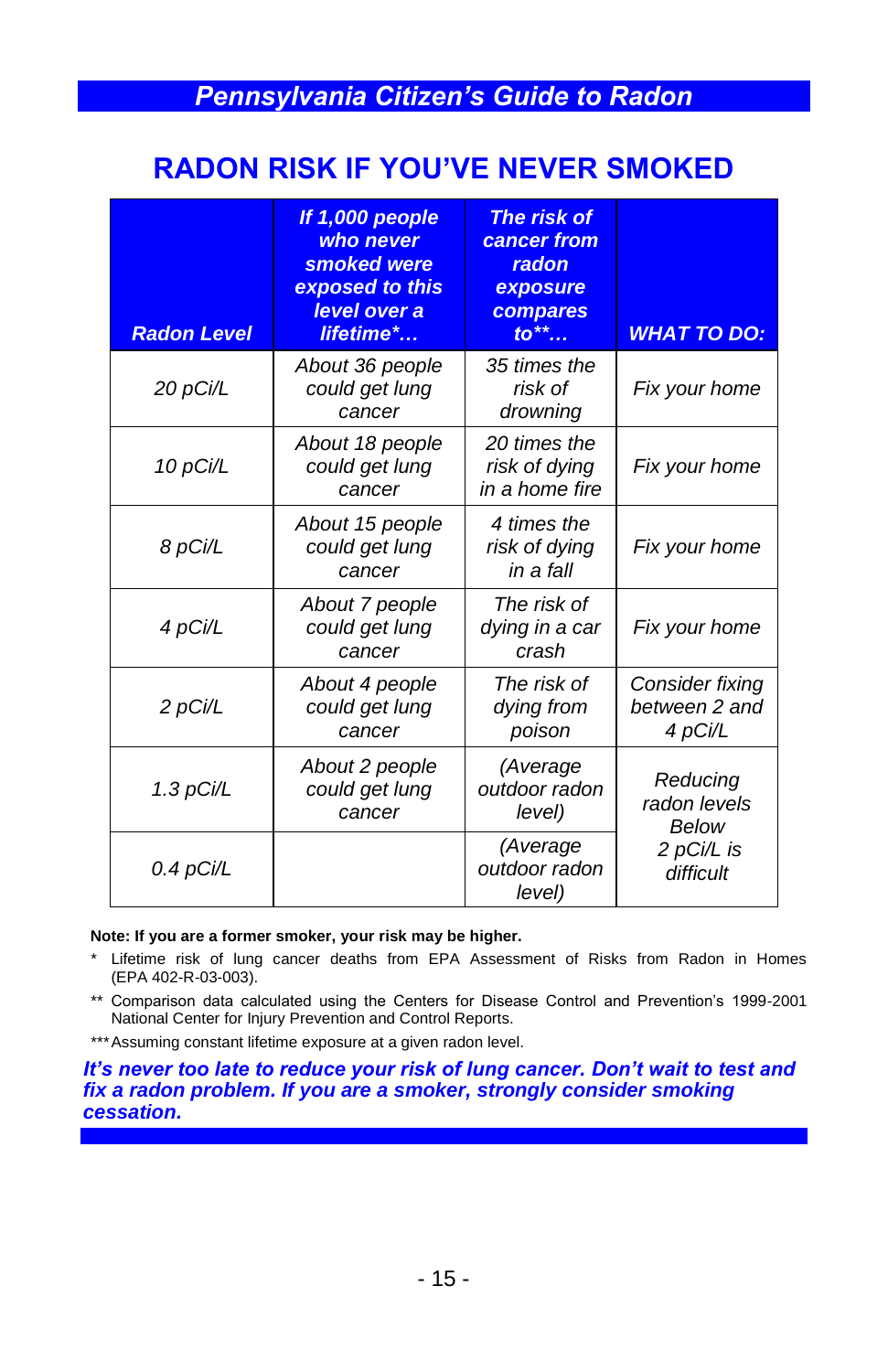## RADON RISK IF YOU'VE NEVER SMOKED

| Radon Level | If 1,000 people who never smoked were exposed to this level over a lifetime*… | The risk of cancer from radon exposure compares to**… | WHAT TO DO: |
|---|---|---|---|
| 20 pCi/L | About 36 people could get lung cancer | 35 times the risk of drowning | Fix your home |
| 10 pCi/L | About 18 people could get lung cancer | 20 times the risk of dying in a home fire | Fix your home |
| 8 pCi/L | About 15 people could get lung cancer | 4 times the risk of dying in a fall | Fix your home |
| 4 pCi/L | About 7 people could get lung cancer | The risk of dying in a car crash | Fix your home |
| 2 pCi/L | About 4 people could get lung cancer | The risk of dying from poison | Consider fixing between 2 and 4 pCi/L |
| 1.3 pCi/L | About 2 people could get lung cancer | (Average outdoor radon level) | Reducing radon levels Below 2 pCi/L is difficult |
| 0.4 pCi/L | | (Average outdoor radon level) | |

**Note: If you are a former smoker, your risk may be higher.**

\* Lifetime risk of lung cancer deaths from EPA Assessment of Risks from Radon in Homes (EPA 402-R-03-003).

\*\* Comparison data calculated using the Centers for Disease Control and Prevention's 1999-2001 National Center for Injury Prevention and Control Reports.

\*\*\* Assuming constant lifetime exposure at a given radon level.

***It's never too late to reduce your risk of lung cancer. Don't wait to test and fix a radon problem. If you are a smoker, strongly consider smoking cessation.***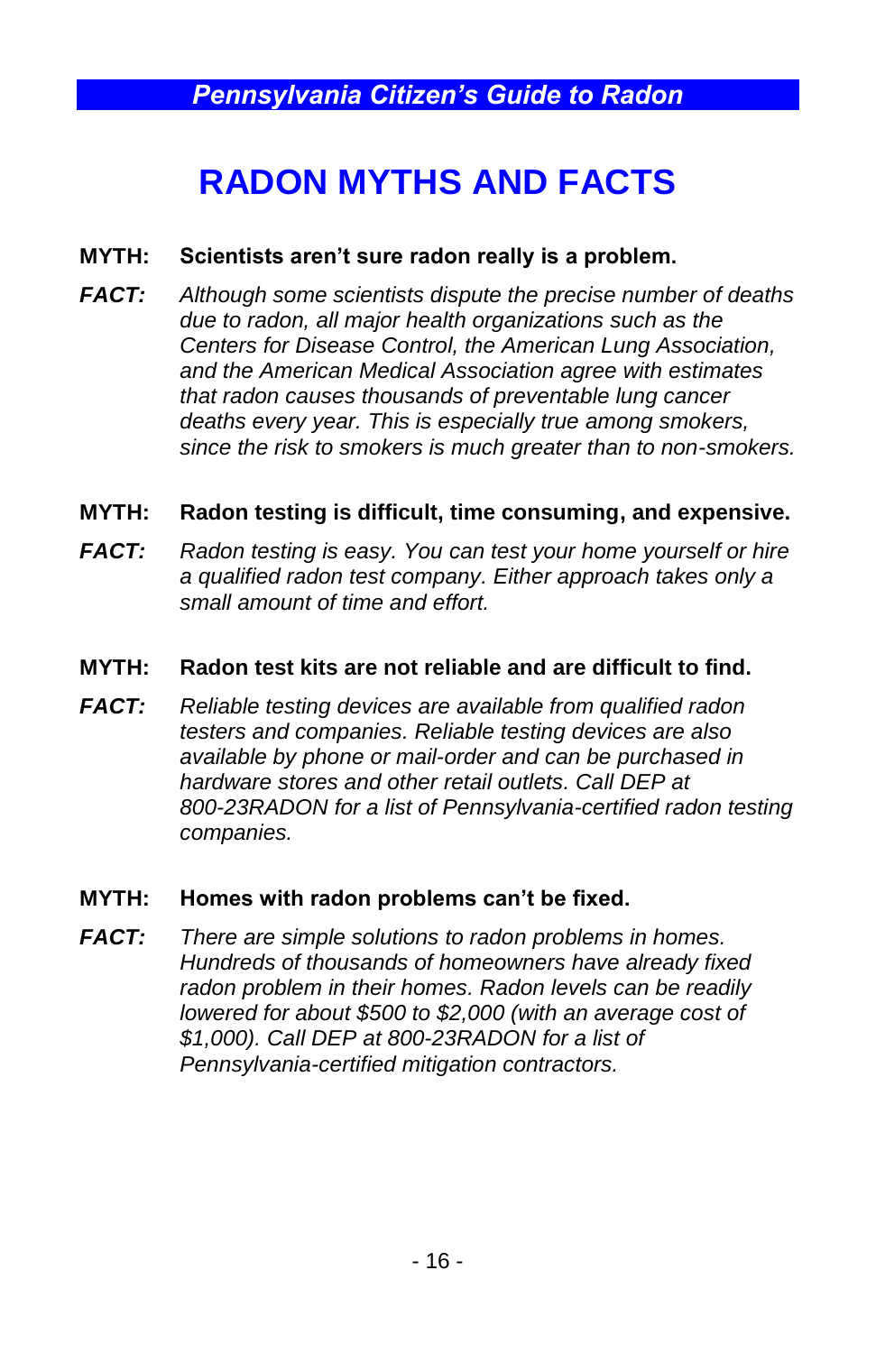# RADON MYTHS AND FACTS

**MYTH: Scientists aren't sure radon really is a problem.**

***FACT:*** *Although some scientists dispute the precise number of deaths due to radon, all major health organizations such as the Centers for Disease Control, the American Lung Association, and the American Medical Association agree with estimates that radon causes thousands of preventable lung cancer deaths every year. This is especially true among smokers, since the risk to smokers is much greater than to non-smokers.*

**MYTH: Radon testing is difficult, time consuming, and expensive.**

***FACT:*** *Radon testing is easy. You can test your home yourself or hire a qualified radon test company. Either approach takes only a small amount of time and effort.*

**MYTH: Radon test kits are not reliable and are difficult to find.**

***FACT:*** *Reliable testing devices are available from qualified radon testers and companies. Reliable testing devices are also available by phone or mail-order and can be purchased in hardware stores and other retail outlets. Call DEP at 800-23RADON for a list of Pennsylvania-certified radon testing companies.*

**MYTH: Homes with radon problems can't be fixed.**

***FACT:*** *There are simple solutions to radon problems in homes. Hundreds of thousands of homeowners have already fixed radon problem in their homes. Radon levels can be readily lowered for about $500 to $2,000 (with an average cost of $1,000). Call DEP at 800-23RADON for a list of Pennsylvania-certified mitigation contractors.*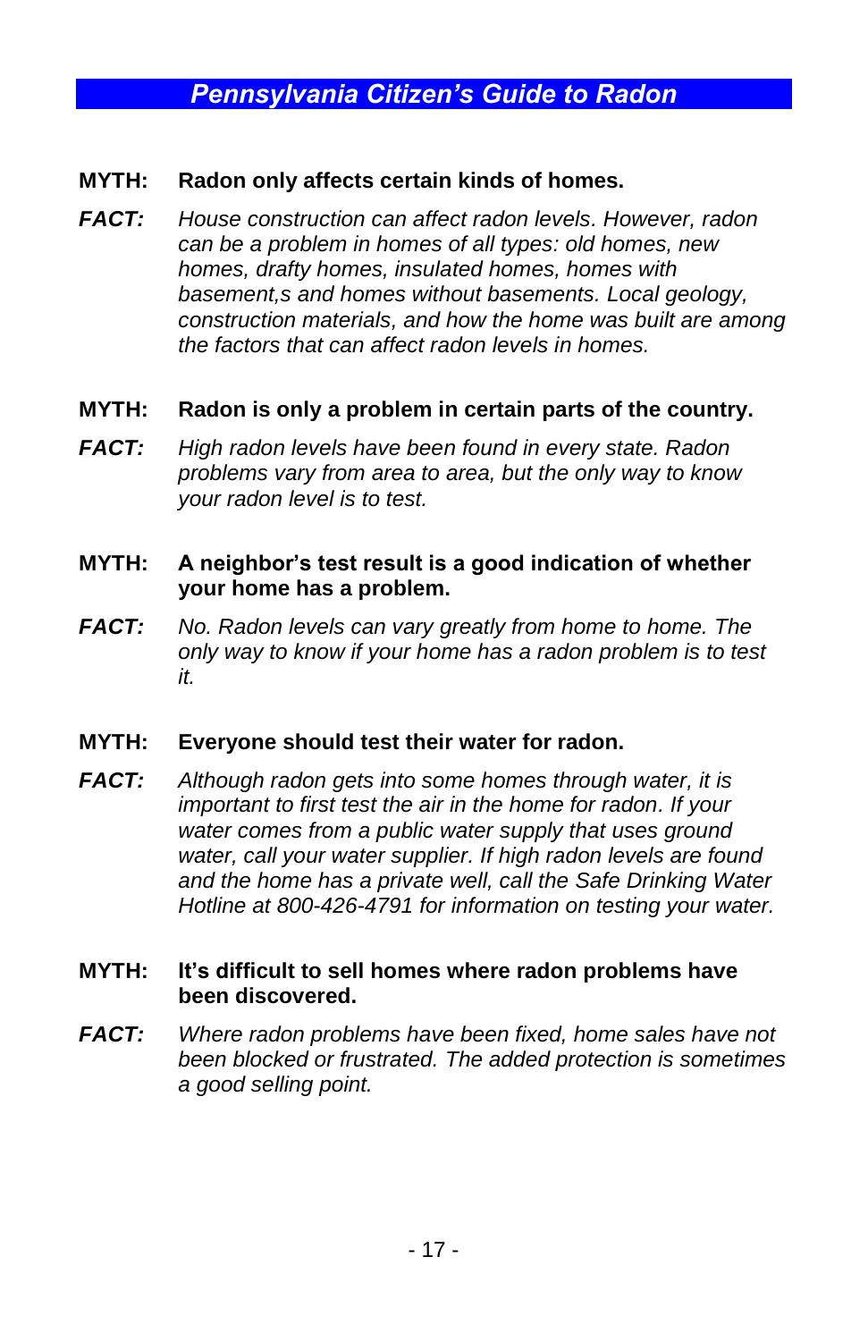**MYTH:** **Radon only affects certain kinds of homes.**

***FACT:*** *House construction can affect radon levels. However, radon can be a problem in homes of all types: old homes, new homes, drafty homes, insulated homes, homes with basement,s and homes without basements. Local geology, construction materials, and how the home was built are among the factors that can affect radon levels in homes.*

**MYTH:** **Radon is only a problem in certain parts of the country.**

***FACT:*** *High radon levels have been found in every state. Radon problems vary from area to area, but the only way to know your radon level is to test.*

**MYTH:** **A neighbor's test result is a good indication of whether your home has a problem.**

***FACT:*** *No. Radon levels can vary greatly from home to home. The only way to know if your home has a radon problem is to test it.*

**MYTH:** **Everyone should test their water for radon.**

***FACT:*** *Although radon gets into some homes through water, it is important to first test the air in the home for radon. If your water comes from a public water supply that uses ground water, call your water supplier. If high radon levels are found and the home has a private well, call the Safe Drinking Water Hotline at 800-426-4791 for information on testing your water.*

**MYTH:** **It's difficult to sell homes where radon problems have been discovered.**

***FACT:*** *Where radon problems have been fixed, home sales have not been blocked or frustrated. The added protection is sometimes a good selling point.*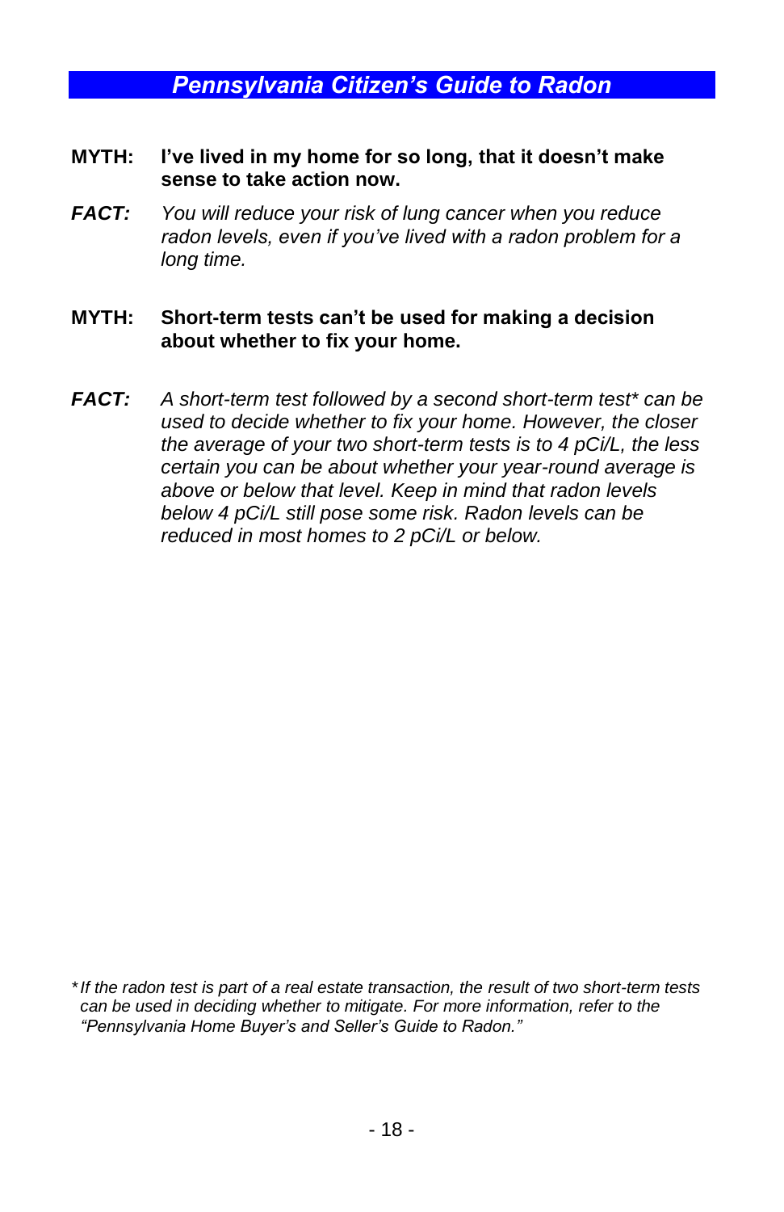**MYTH:** **I've lived in my home for so long, that it doesn't make sense to take action now.**

***FACT:*** *You will reduce your risk of lung cancer when you reduce radon levels, even if you've lived with a radon problem for a long time.*

**MYTH:** **Short-term tests can't be used for making a decision about whether to fix your home.**

***FACT:*** *A short-term test followed by a second short-term test* can be used to decide whether to fix your home. However, the closer the average of your two short-term tests is to 4 pCi/L, the less certain you can be about whether your year-round average is above or below that level. Keep in mind that radon levels below 4 pCi/L still pose some risk. Radon levels can be reduced in most homes to 2 pCi/L or below.*

\* *If the radon test is part of a real estate transaction, the result of two short-term tests can be used in deciding whether to mitigate. For more information, refer to the "Pennsylvania Home Buyer's and Seller's Guide to Radon."*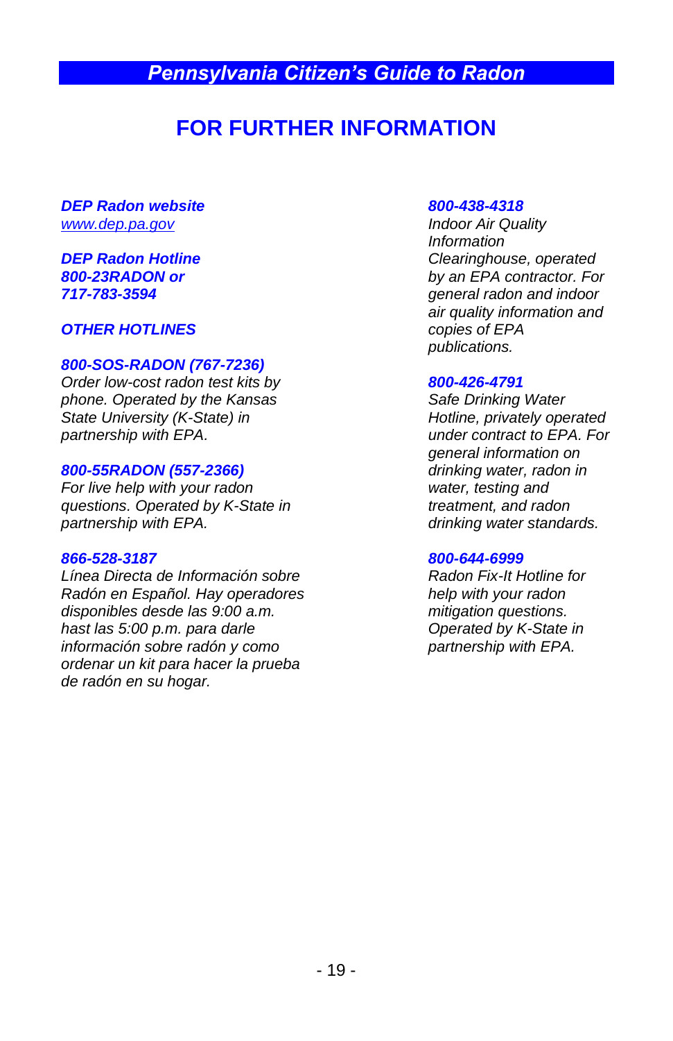# FOR FURTHER INFORMATION

***DEP Radon website***
*www.dep.pa.gov*

***DEP Radon Hotline***
***800-23RADON or***
***717-783-3594***

***OTHER HOTLINES***

***800-SOS-RADON (767-7236)***
*Order low-cost radon test kits by phone. Operated by the Kansas State University (K-State) in partnership with EPA.*

***800-55RADON (557-2366)***
*For live help with your radon questions. Operated by K-State in partnership with EPA.*

***866-528-3187***
*Línea Directa de Información sobre Radón en Español. Hay operadores disponibles desde las 9:00 a.m. hast las 5:00 p.m. para darle información sobre radón y como ordenar un kit para hacer la prueba de radón en su hogar.*

***800-438-4318***
*Indoor Air Quality Information Clearinghouse, operated by an EPA contractor. For general radon and indoor air quality information and copies of EPA publications.*

***800-426-4791***
*Safe Drinking Water Hotline, privately operated under contract to EPA. For general information on drinking water, radon in water, testing and treatment, and radon drinking water standards.*

***800-644-6999***
*Radon Fix-It Hotline for help with your radon mitigation questions. Operated by K-State in partnership with EPA.*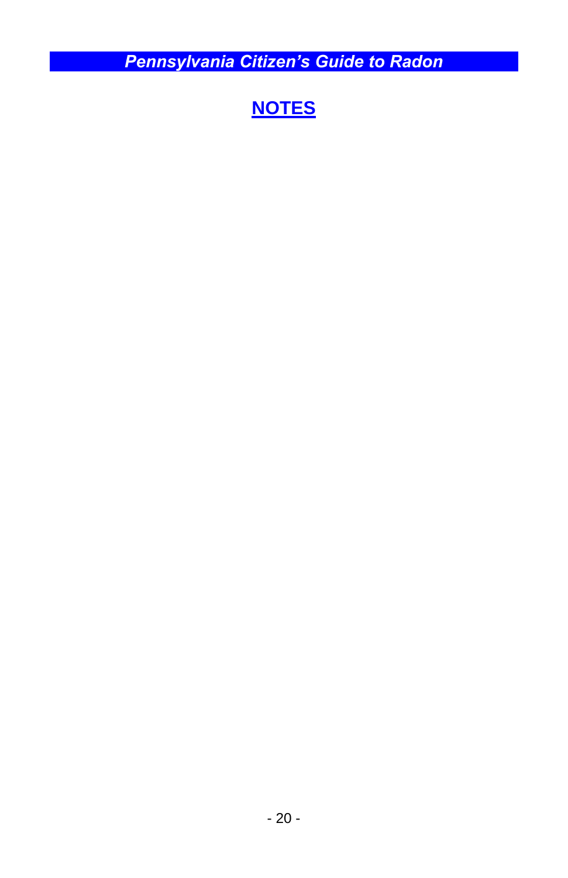## NOTES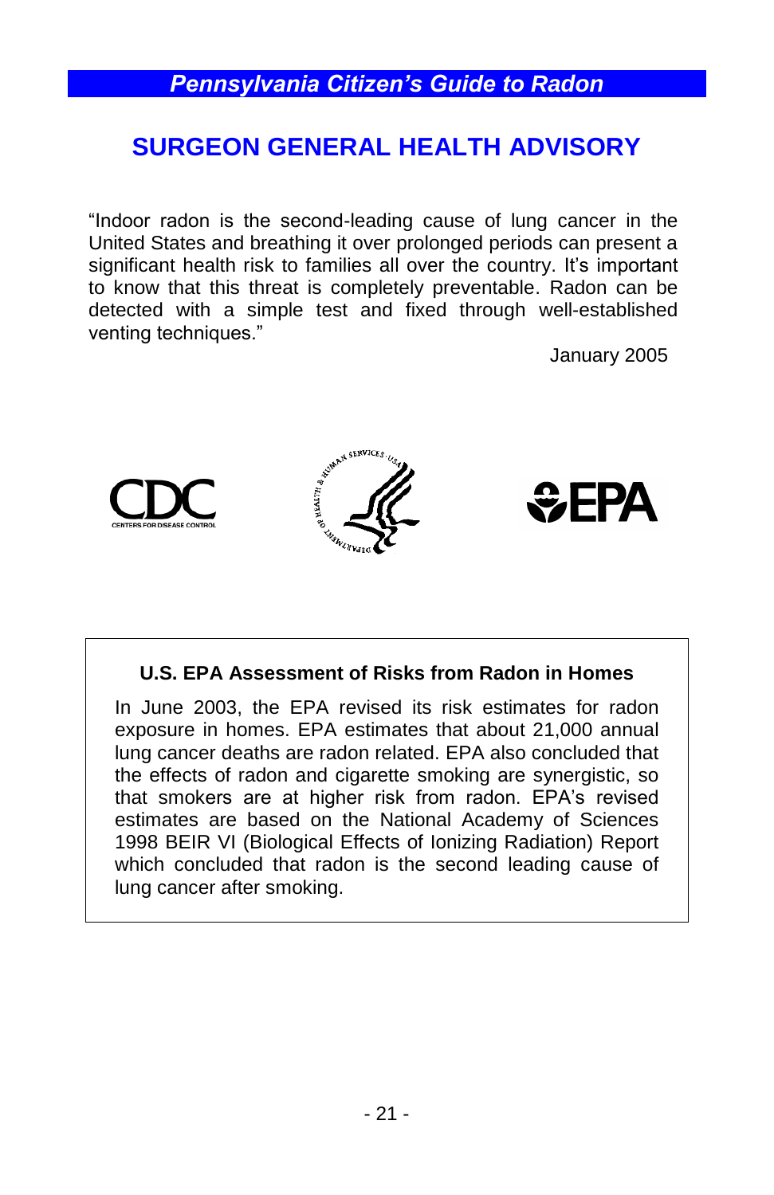## SURGEON GENERAL HEALTH ADVISORY

"Indoor radon is the second-leading cause of lung cancer in the United States and breathing it over prolonged periods can present a significant health risk to families all over the country. It's important to know that this threat is completely preventable. Radon can be detected with a simple test and fixed through well-established venting techniques."

January 2005

### U.S. EPA Assessment of Risks from Radon in Homes

In June 2003, the EPA revised its risk estimates for radon exposure in homes. EPA estimates that about 21,000 annual lung cancer deaths are radon related. EPA also concluded that the effects of radon and cigarette smoking are synergistic, so that smokers are at higher risk from radon. EPA's revised estimates are based on the National Academy of Sciences 1998 BEIR VI (Biological Effects of Ionizing Radiation) Report which concluded that radon is the second leading cause of lung cancer after smoking.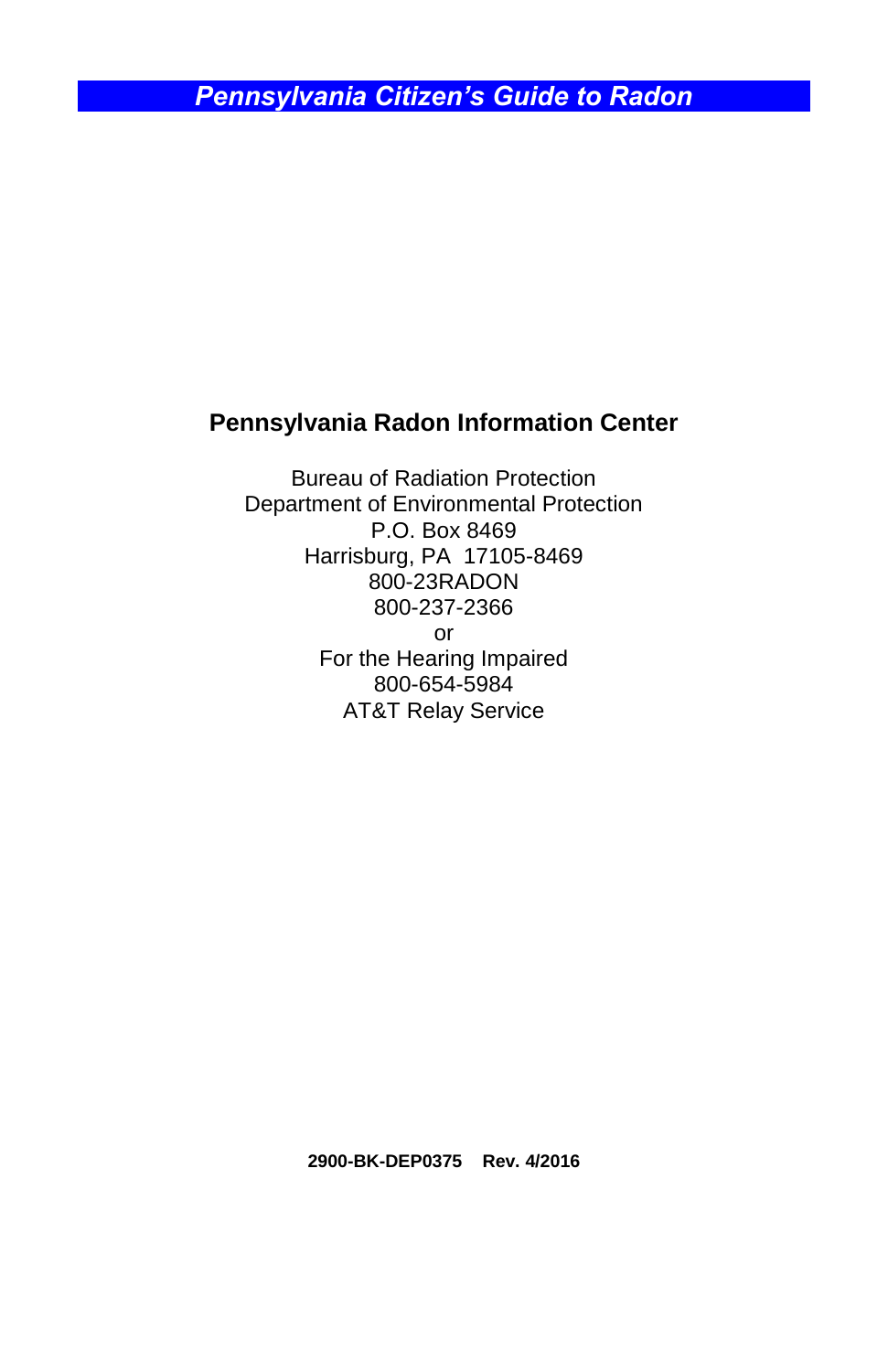# Pennsylvania Citizen's Guide to Radon

**Pennsylvania Radon Information Center**

Bureau of Radiation Protection
Department of Environmental Protection
P.O. Box 8469
Harrisburg, PA 17105-8469
800-23RADON
800-237-2366
or
For the Hearing Impaired
800-654-5984
AT&T Relay Service

**2900-BK-DEP0375 Rev. 4/2016**